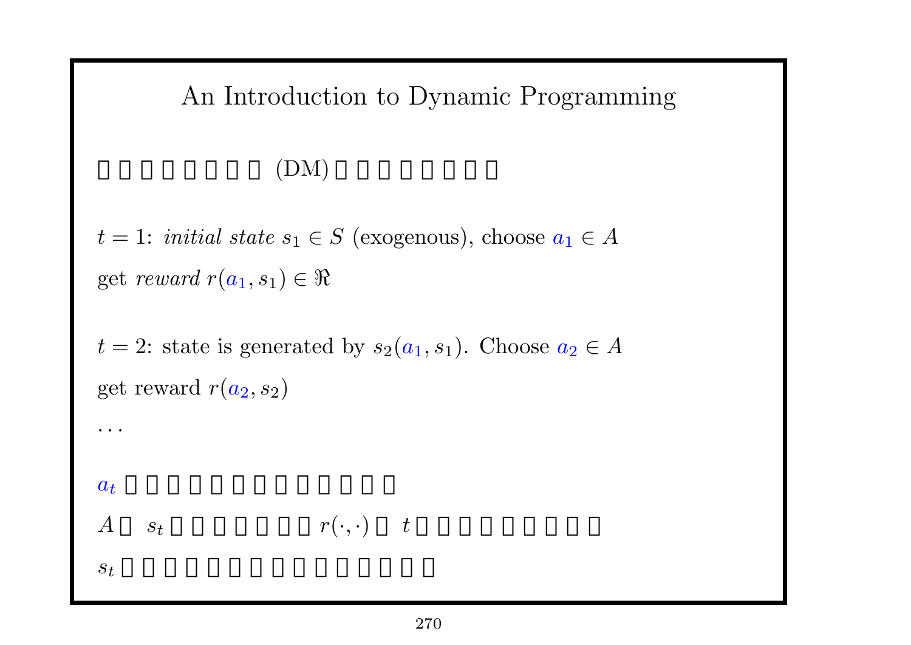# An Introduction to Dynamic Programming

□□□□□□□□ (DM) □□□□□□□□

$t = 1$: *initial state* $s_1 \in S$ (exogenous), choose $a_1 \in A$

get *reward* $r(a_1, s_1) \in \Re$

$t = 2$: state is generated by $s_2(a_1, s_1)$. Choose $a_2 \in A$

get reward $r(a_2, s_2)$

$\ldots$

$a_t$ □□□□□□□□□□□□□

$A$ □ $s_t$ □□□□□□□ $r(\cdot, \cdot)$ □ $t$ □□□□□□□□□

$s_t$ □□□□□□□□□□□□□□□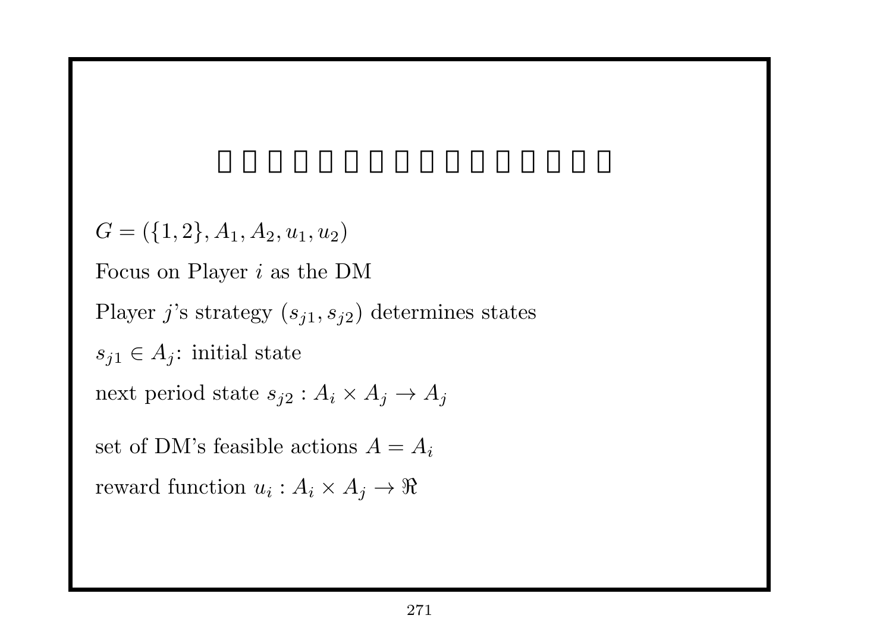$G = (\{1, 2\}, A_1, A_2, u_1, u_2)$

Focus on Player $i$ as the DM

Player $j$'s strategy $(s_{j1}, s_{j2})$ determines states

$s_{j1} \in A_j$: initial state

next period state $s_{j2} : A_i \times A_j \to A_j$

set of DM's feasible actions $A = A_i$

reward function $u_i : A_i \times A_j \to \Re$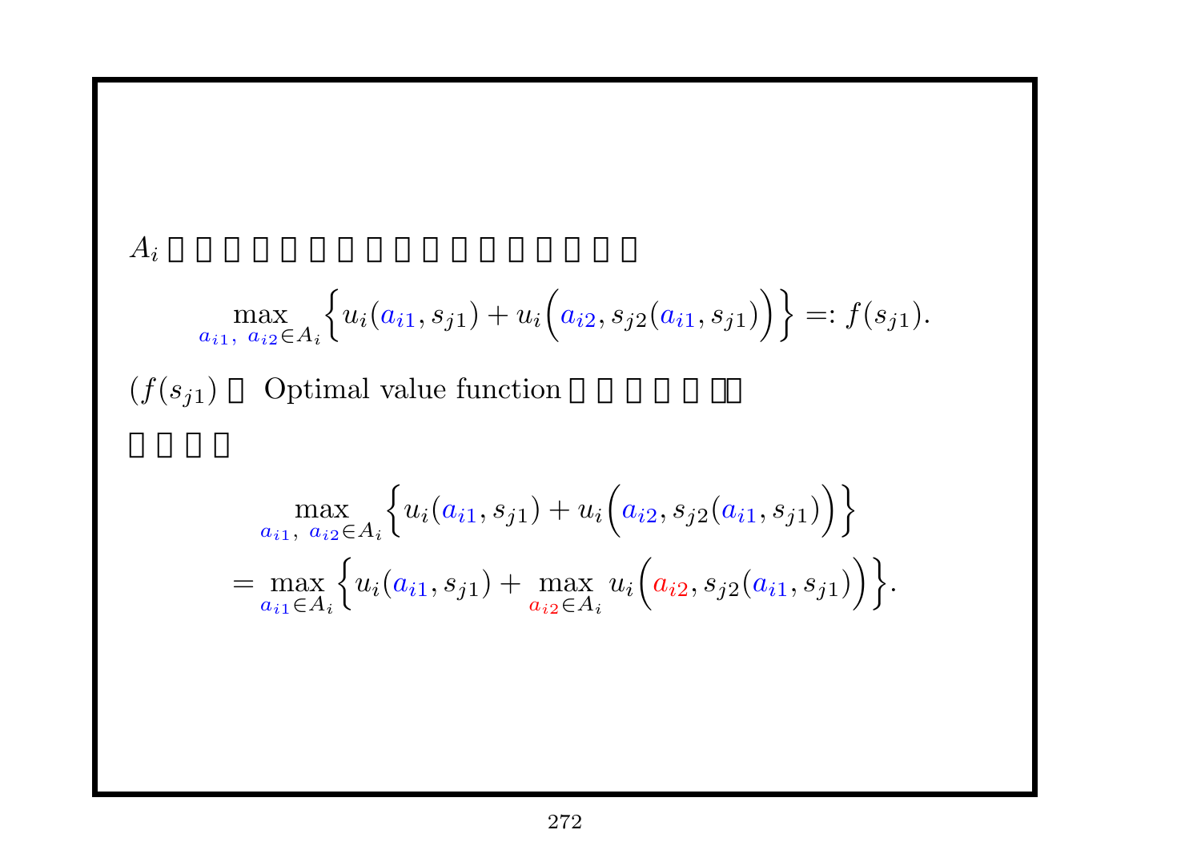$A_i$ □□□□□□□□□□□□□□□□□

$$\max_{a_{i1},\ a_{i2} \in A_i} \Big\{ u_i(a_{i1}, s_{j1}) + u_i\Big(a_{i2}, s_{j2}(a_{i1}, s_{j1})\Big) \Big\} =: f(s_{j1}).$$

$(f(s_{j1})$ □ Optimal value function □□□□□□□

□□□□

$$\begin{aligned}
&\max_{a_{i1},\ a_{i2} \in A_i} \Big\{ u_i(a_{i1}, s_{j1}) + u_i\Big(a_{i2}, s_{j2}(a_{i1}, s_{j1})\Big) \Big\} \\
&= \max_{a_{i1} \in A_i} \Big\{ u_i(a_{i1}, s_{j1}) + \max_{a_{i2} \in A_i} u_i\Big(a_{i2}, s_{j2}(a_{i1}, s_{j1})\Big) \Big\}.
\end{aligned}$$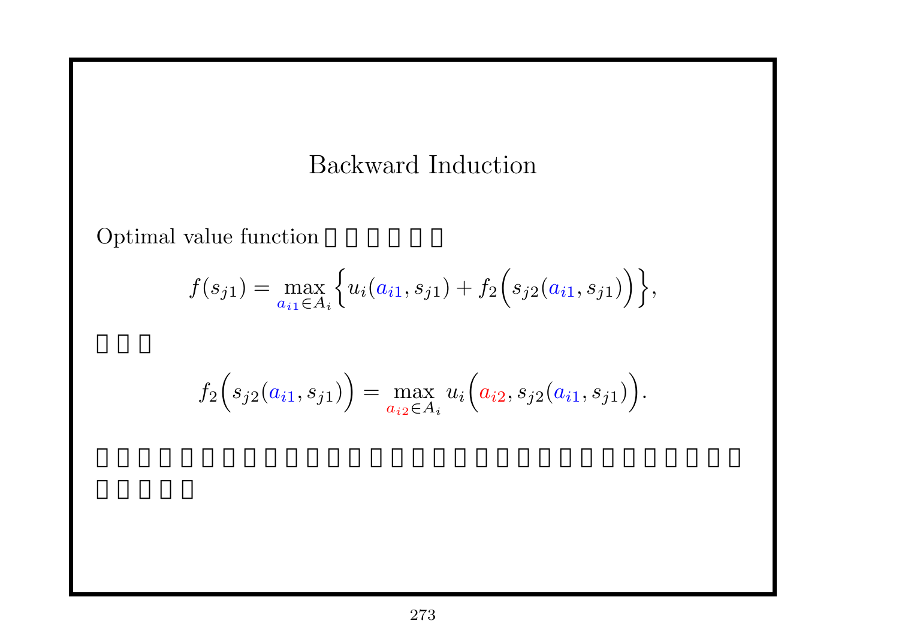# Backward Induction

Optimal value function □□□□□□

$$f(s_{j1}) = \max_{a_{i1} \in A_i} \Big\{ u_i(a_{i1}, s_{j1}) + f_2\Big(s_{j2}(a_{i1}, s_{j1})\Big) \Big\},$$

□□□

$$f_2\Big(s_{j2}(a_{i1}, s_{j1})\Big) = \max_{a_{i2} \in A_i} u_i\Big(a_{i2}, s_{j2}(a_{i1}, s_{j1})\Big).$$

□□□□□□□□□□□□□□□□□□□□□□□□□□□□□□□□□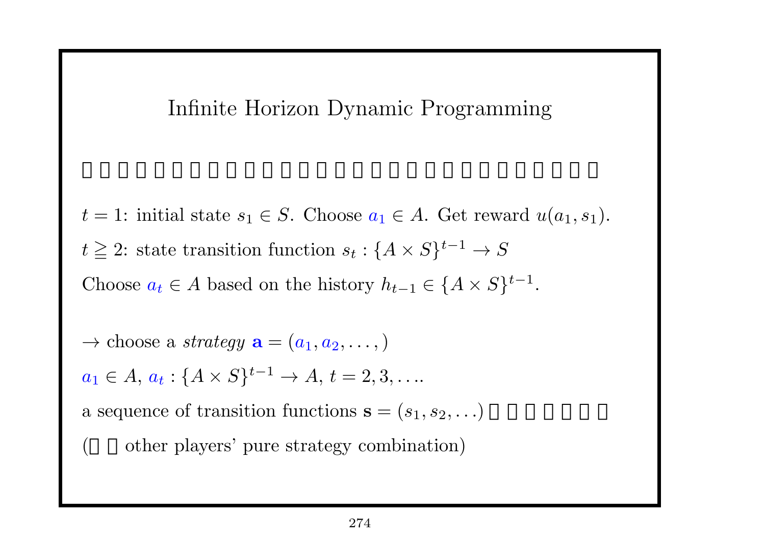# Infinite Horizon Dynamic Programming

□□□□□□□□□□□□□□□□□□□□□□□□□□□□□□□□□

$t = 1$: initial state $s_1 \in S$. Choose $a_1 \in A$. Get reward $u(a_1, s_1)$.

$t \geqq 2$: state transition function $s_t : \{A \times S\}^{t-1} \to S$

Choose $a_t \in A$ based on the history $h_{t-1} \in \{A \times S\}^{t-1}$.

$\to$ choose a *strategy* $\mathbf{a} = (a_1, a_2, \ldots, )$

$a_1 \in A$, $a_t : \{A \times S\}^{t-1} \to A$, $t = 2, 3, \ldots$.

a sequence of transition functions $\mathbf{s} = (s_1, s_2, \ldots)$ □□□□□□□□

(□□other players' pure strategy combination)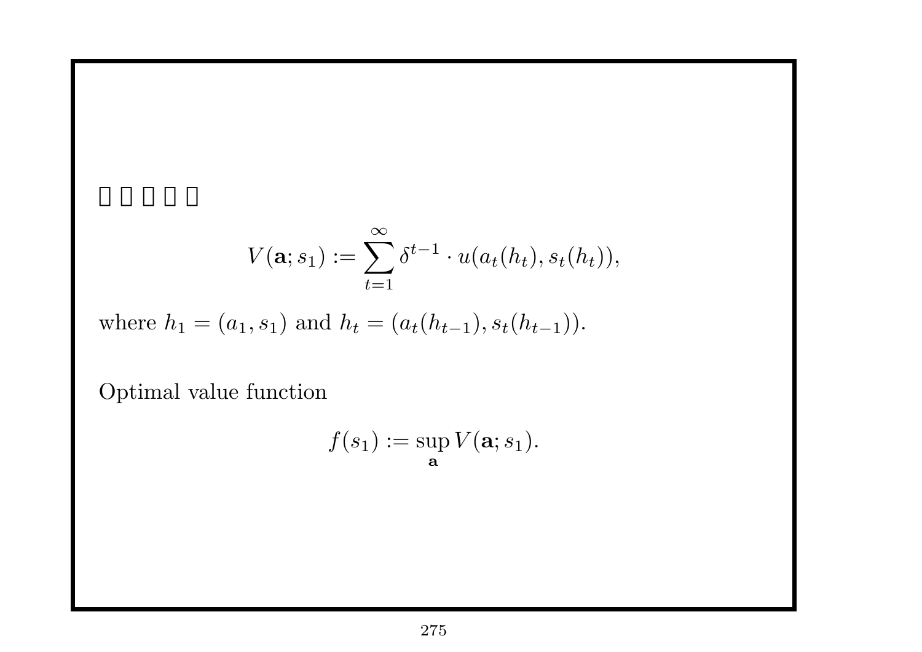□ □ □ □ □

$$V(\mathbf{a}; s_1) := \sum_{t=1}^{\infty} \delta^{t-1} \cdot u(a_t(h_t), s_t(h_t)),$$

where $h_1 = (a_1, s_1)$ and $h_t = (a_t(h_{t-1}), s_t(h_{t-1}))$.

Optimal value function

$$f(s_1) := \sup_{\mathbf{a}} V(\mathbf{a}; s_1).$$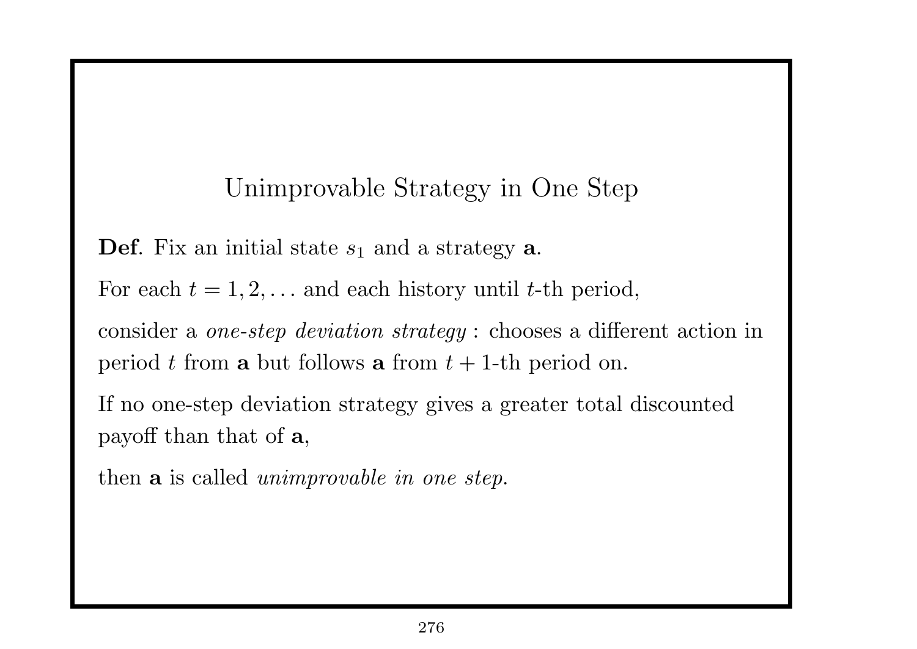# Unimprovable Strategy in One Step

**Def**. Fix an initial state $s_1$ and a strategy $\mathbf{a}$.

For each $t = 1, 2, \ldots$ and each history until $t$-th period,

consider a *one-step deviation strategy* : chooses a different action in period $t$ from $\mathbf{a}$ but follows $\mathbf{a}$ from $t + 1$-th period on.

If no one-step deviation strategy gives a greater total discounted payoff than that of $\mathbf{a}$,

then $\mathbf{a}$ is called *unimprovable in one step.*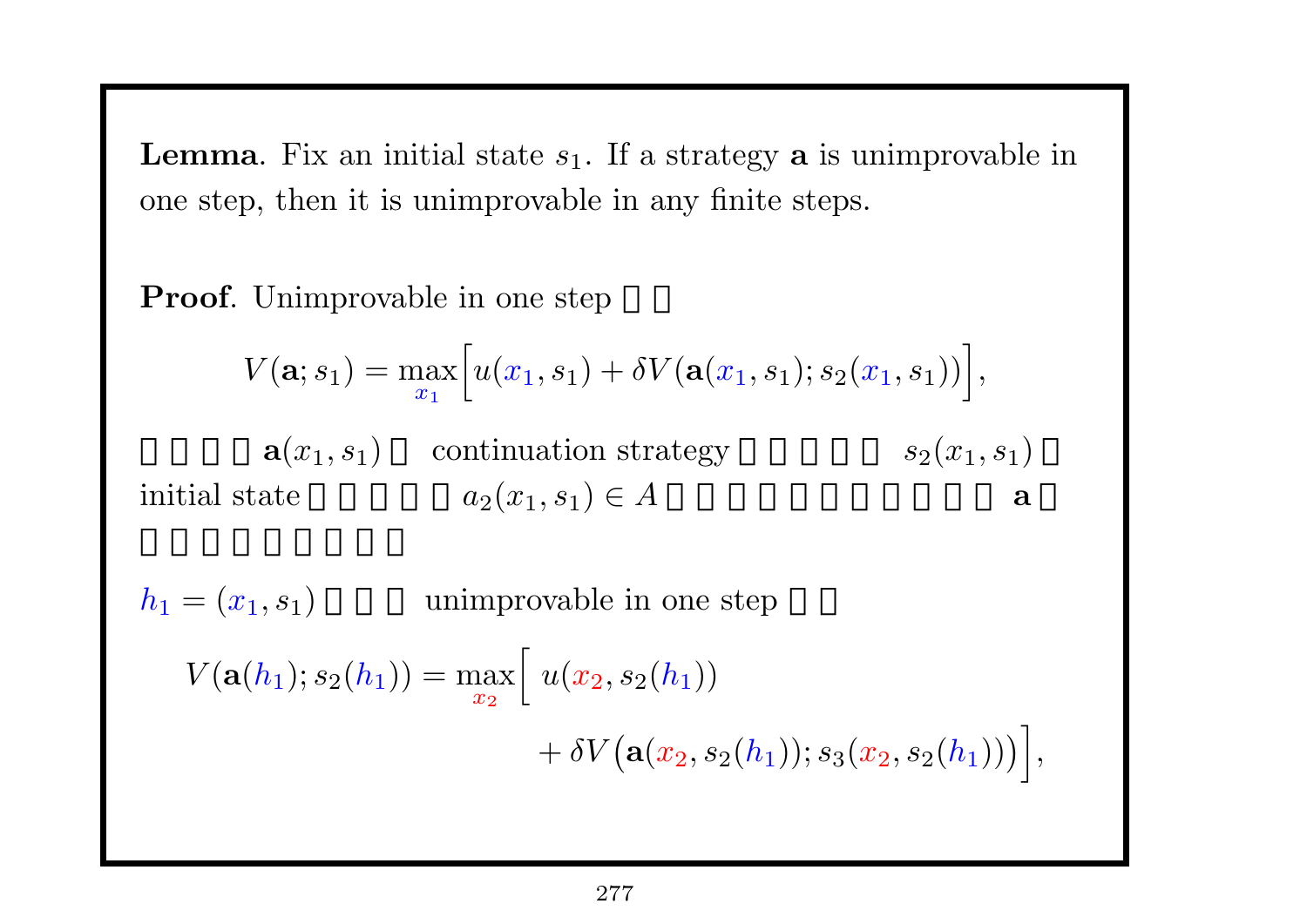**Lemma**. Fix an initial state $s_1$. If a strategy $\mathbf{a}$ is unimprovable in one step, then it is unimprovable in any finite steps.

**Proof**. Unimprovable in one step □□

$$V(\mathbf{a}; s_1) = \max_{x_1} \Big[ u(x_1, s_1) + \delta V(\mathbf{a}(x_1, s_1); s_2(x_1, s_1)) \Big],$$

□□□□ $\mathbf{a}(x_1, s_1)$ □ continuation strategy □□□□□ $s_2(x_1, s_1)$ □ initial state □□□□□ $a_2(x_1, s_1) \in A$ □□□□□□□□□□□□□ $\mathbf{a}$ □ □□□□□□□□□□

$h_1 = (x_1, s_1)$ □□□ unimprovable in one step □□

$$V(\mathbf{a}(h_1); s_2(h_1)) = \max_{x_2} \Big[ u(x_2, s_2(h_1)) + \delta V\big(\mathbf{a}(x_2, s_2(h_1)); s_3(x_2, s_2(h_1))\big) \Big],$$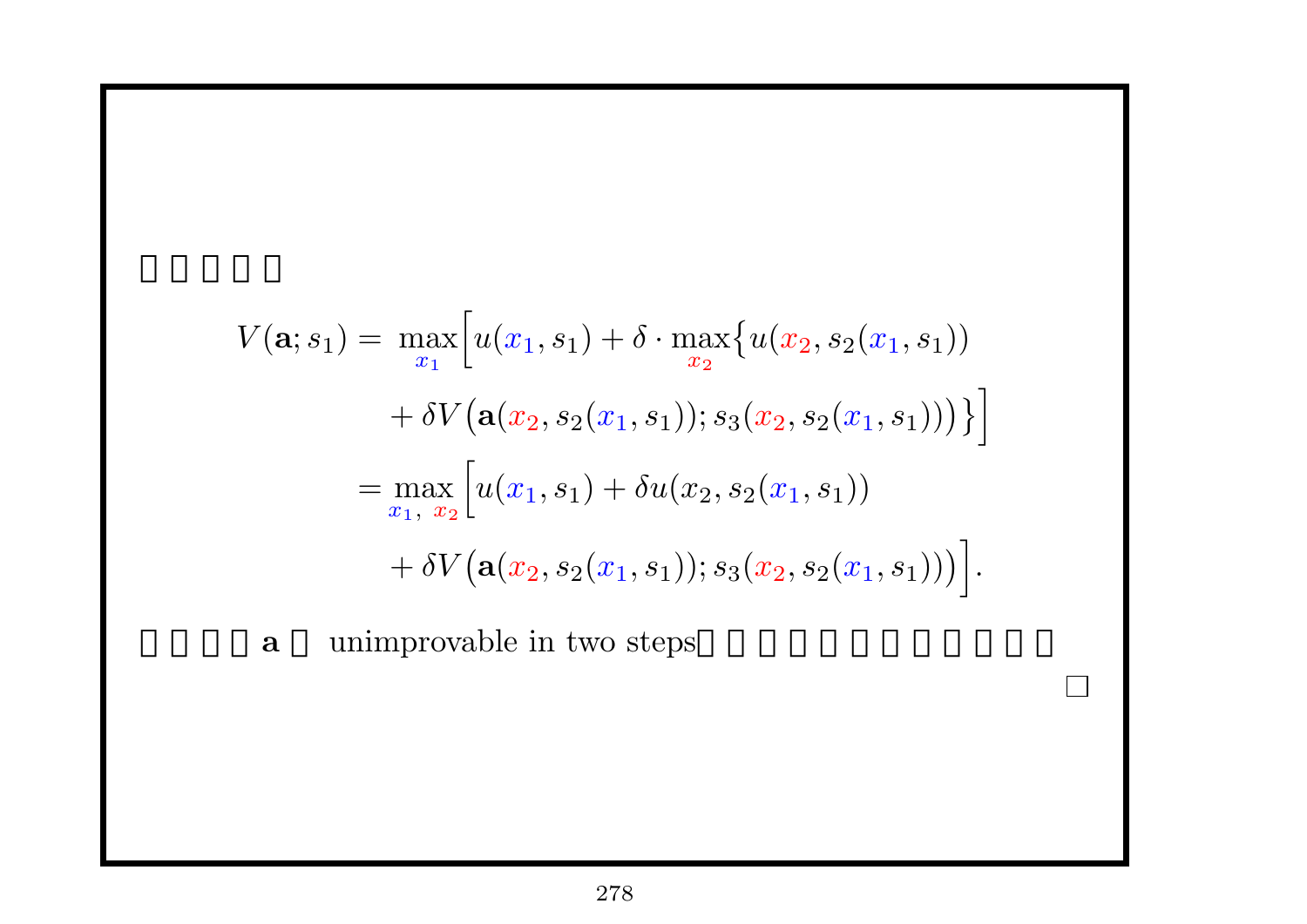□□□□□

$$
\begin{aligned}
V(\mathbf{a}; s_1) &= \max_{x_1} \Big[ u(x_1, s_1) + \delta \cdot \max_{x_2} \big\{ u(x_2, s_2(x_1, s_1)) \\
&\qquad + \delta V\big(\mathbf{a}(x_2, s_2(x_1, s_1)); s_3(x_2, s_2(x_1, s_1))\big) \big\} \Big] \\
&= \max_{x_1,\ x_2} \Big[ u(x_1, s_1) + \delta u(x_2, s_2(x_1, s_1)) \\
&\qquad + \delta V\big(\mathbf{a}(x_2, s_2(x_1, s_1)); s_3(x_2, s_2(x_1, s_1))\big) \Big].
\end{aligned}
$$

□□□□**a**□ unimprovable in two steps□□□□□□□□□□□□

□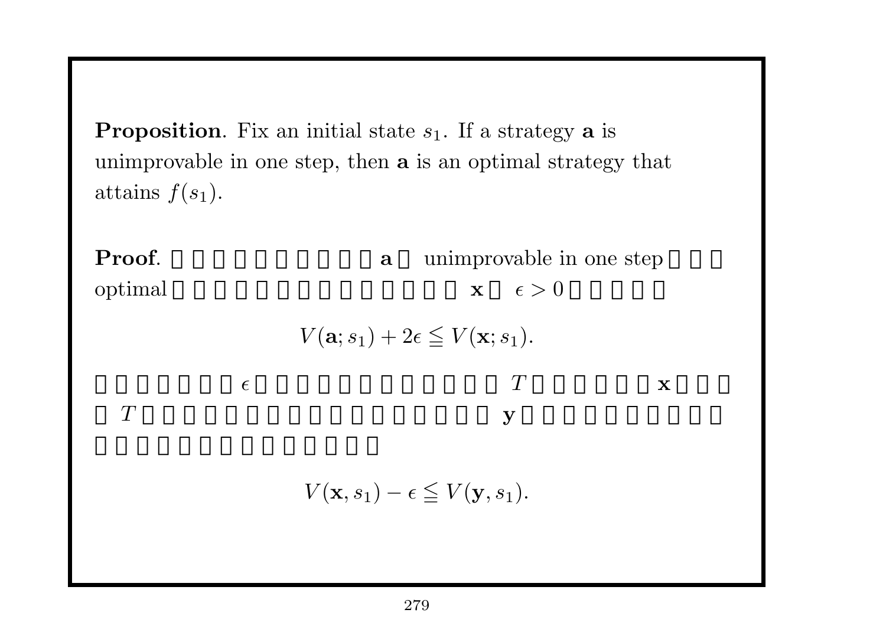**Proposition**. Fix an initial state $s_1$. If a strategy $\mathbf{a}$ is unimprovable in one step, then $\mathbf{a}$ is an optimal strategy that attains $f(s_1)$.

**Proof**. □□□□□□□□□□□ $\mathbf{a}$ □ unimprovable in one step □□□ optimal □□□□□□□□□□□□□□□□ $\mathbf{x}$ □ $\epsilon > 0$ □□□□□□

$$V(\mathbf{a}; s_1) + 2\epsilon \leqq V(\mathbf{x}; s_1).$$

□□□□□□□□ $\epsilon$ □□□□□□□□□□□□□ $T$ □□□□□□□ $\mathbf{x}$ □□□ □ $T$ □□□□□□□□□□□□□□□□□□□ $\mathbf{y}$ □□□□□□□□□□□□ □□□□□□□□□□□□□□□□

$$V(\mathbf{x}, s_1) - \epsilon \leqq V(\mathbf{y}, s_1).$$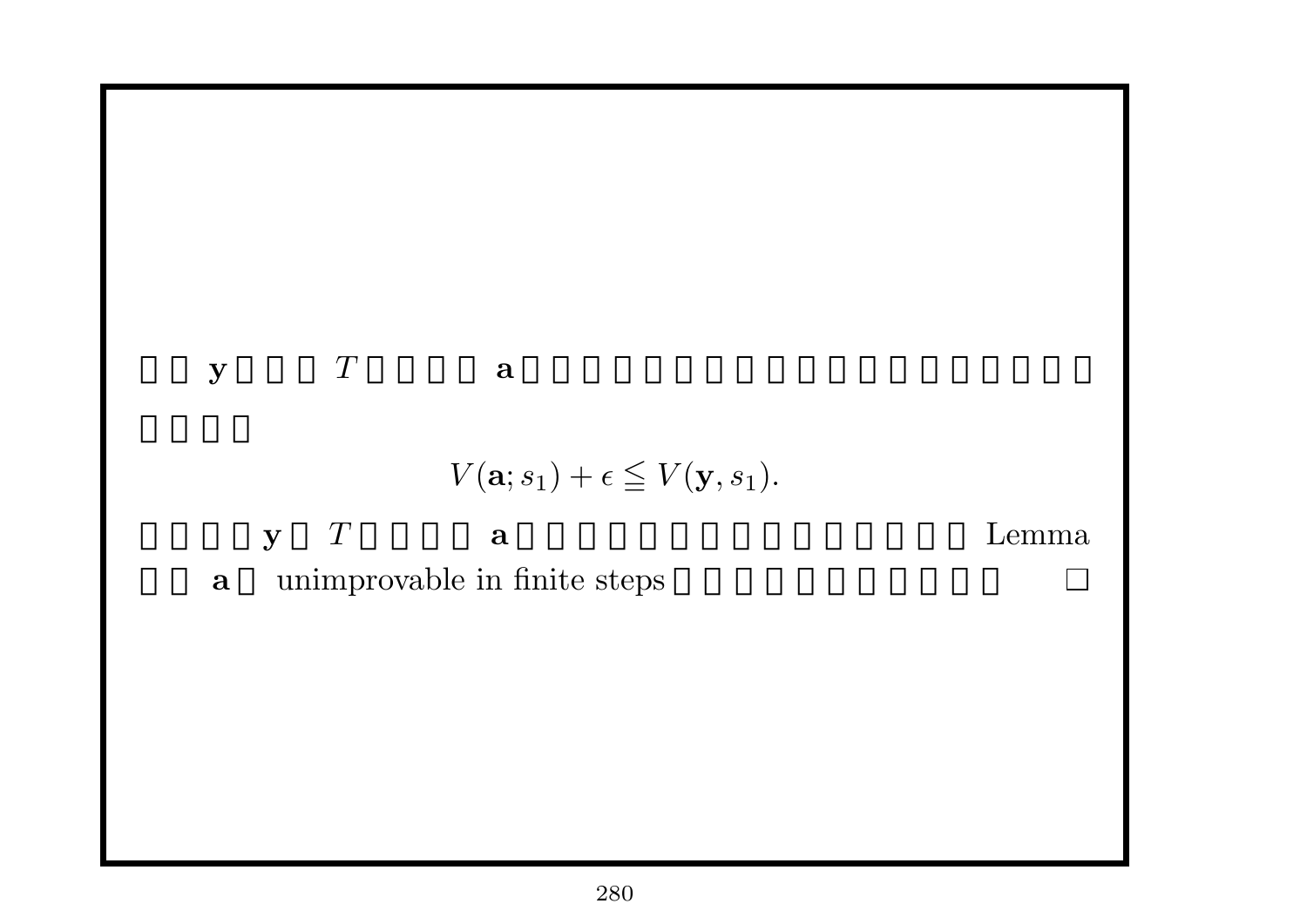□□ $\mathbf{y}$ □□□ $T$ □□□□ $\mathbf{a}$ □□□□□□□□□□□□□□□□□□□□
□□□□

$$V(\mathbf{a}; s_1) + \epsilon \leqq V(\mathbf{y}, s_1).$$

□□□□ $\mathbf{y}$ □ $T$ □□□□ $\mathbf{a}$ □□□□□□□□□□□□□□□□ Lemma □□ $\mathbf{a}$ □ unimprovable in finite steps □□□□□□□□□□□□ □